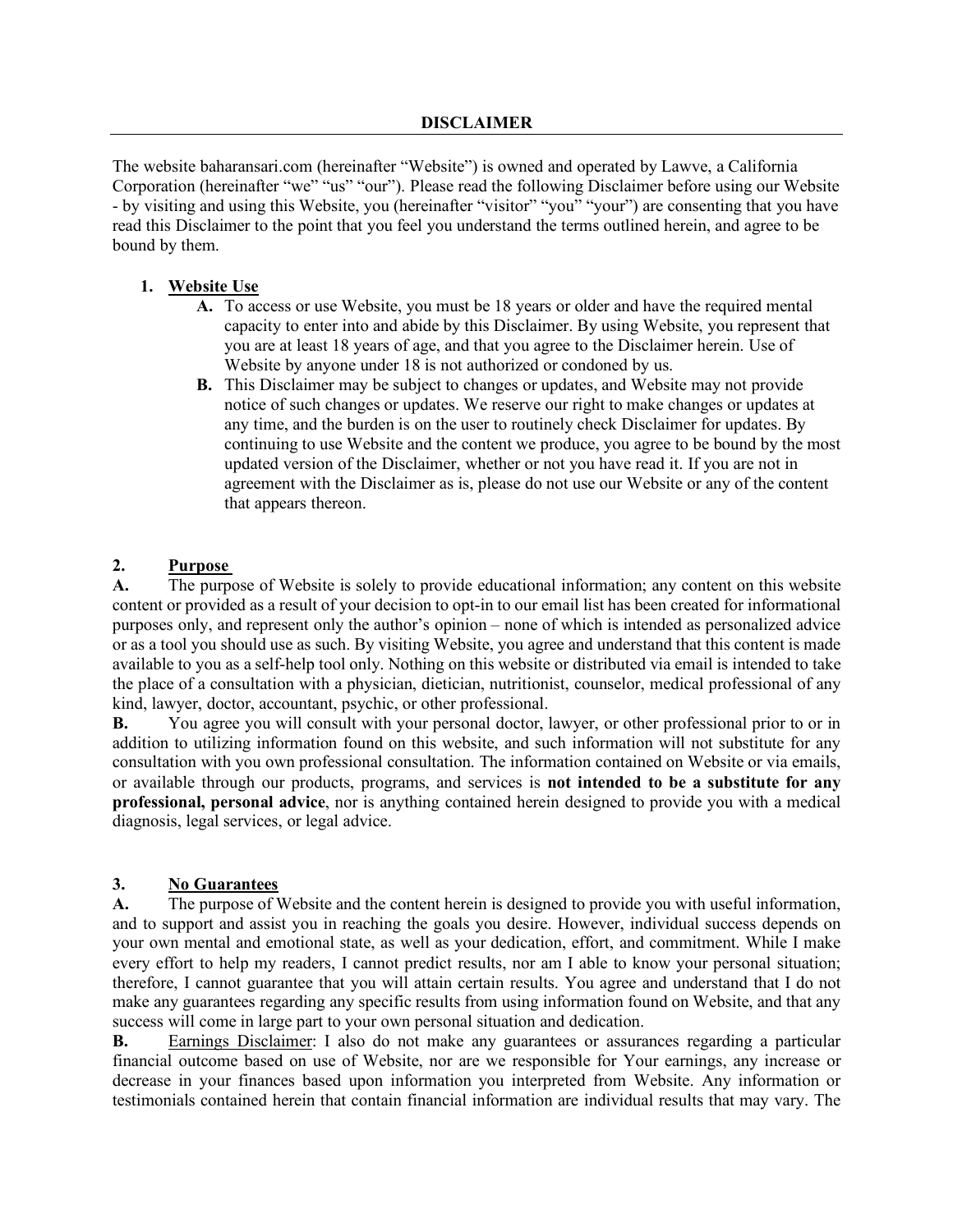# DISCLAIMER

The website baharansari.com (hereinafter "Website") is owned and operated by Lawve, a California Corporation (hereinafter "we" "us" "our"). Please read the following Disclaimer before using our Website - by visiting and using this Website, you (hereinafter "visitor" "you" "your") are consenting that you have read this Disclaimer to the point that you feel you understand the terms outlined herein, and agree to be bound by them.

## 1. Website Use

**A.** To access or use Website, you must be 18 years or older and have the required mental capacity to enter into and abide by this Disclaimer. By using Website, you represent that you are at least 18 years of age, and that you agree to the Disclaimer herein. Use of Website by anyone under 18 is not authorized or condoned by us.

**B.** This Disclaimer may be subject to changes or updates, and Website may not provide notice of such changes or updates. We reserve our right to make changes or updates at any time, and the burden is on the user to routinely check Disclaimer for updates. By continuing to use Website and the content we produce, you agree to be bound by the most updated version of the Disclaimer, whether or not you have read it. If you are not in agreement with the Disclaimer as is, please do not use our Website or any of the content that appears thereon.

## 2. Purpose

**A.** The purpose of Website is solely to provide educational information; any content on this website content or provided as a result of your decision to opt-in to our email list has been created for informational purposes only, and represent only the author's opinion – none of which is intended as personalized advice or as a tool you should use as such. By visiting Website, you agree and understand that this content is made available to you as a self-help tool only. Nothing on this website or distributed via email is intended to take the place of a consultation with a physician, dietician, nutritionist, counselor, medical professional of any kind, lawyer, doctor, accountant, psychic, or other professional.

**B.** You agree you will consult with your personal doctor, lawyer, or other professional prior to or in addition to utilizing information found on this website, and such information will not substitute for any consultation with you own professional consultation. The information contained on Website or via emails, or available through our products, programs, and services is **not intended to be a substitute for any professional, personal advice**, nor is anything contained herein designed to provide you with a medical diagnosis, legal services, or legal advice.

## 3. No Guarantees

**A.** The purpose of Website and the content herein is designed to provide you with useful information, and to support and assist you in reaching the goals you desire. However, individual success depends on your own mental and emotional state, as well as your dedication, effort, and commitment. While I make every effort to help my readers, I cannot predict results, nor am I able to know your personal situation; therefore, I cannot guarantee that you will attain certain results. You agree and understand that I do not make any guarantees regarding any specific results from using information found on Website, and that any success will come in large part to your own personal situation and dedication.

**B.** Earnings Disclaimer: I also do not make any guarantees or assurances regarding a particular financial outcome based on use of Website, nor are we responsible for Your earnings, any increase or decrease in your finances based upon information you interpreted from Website. Any information or testimonials contained herein that contain financial information are individual results that may vary. The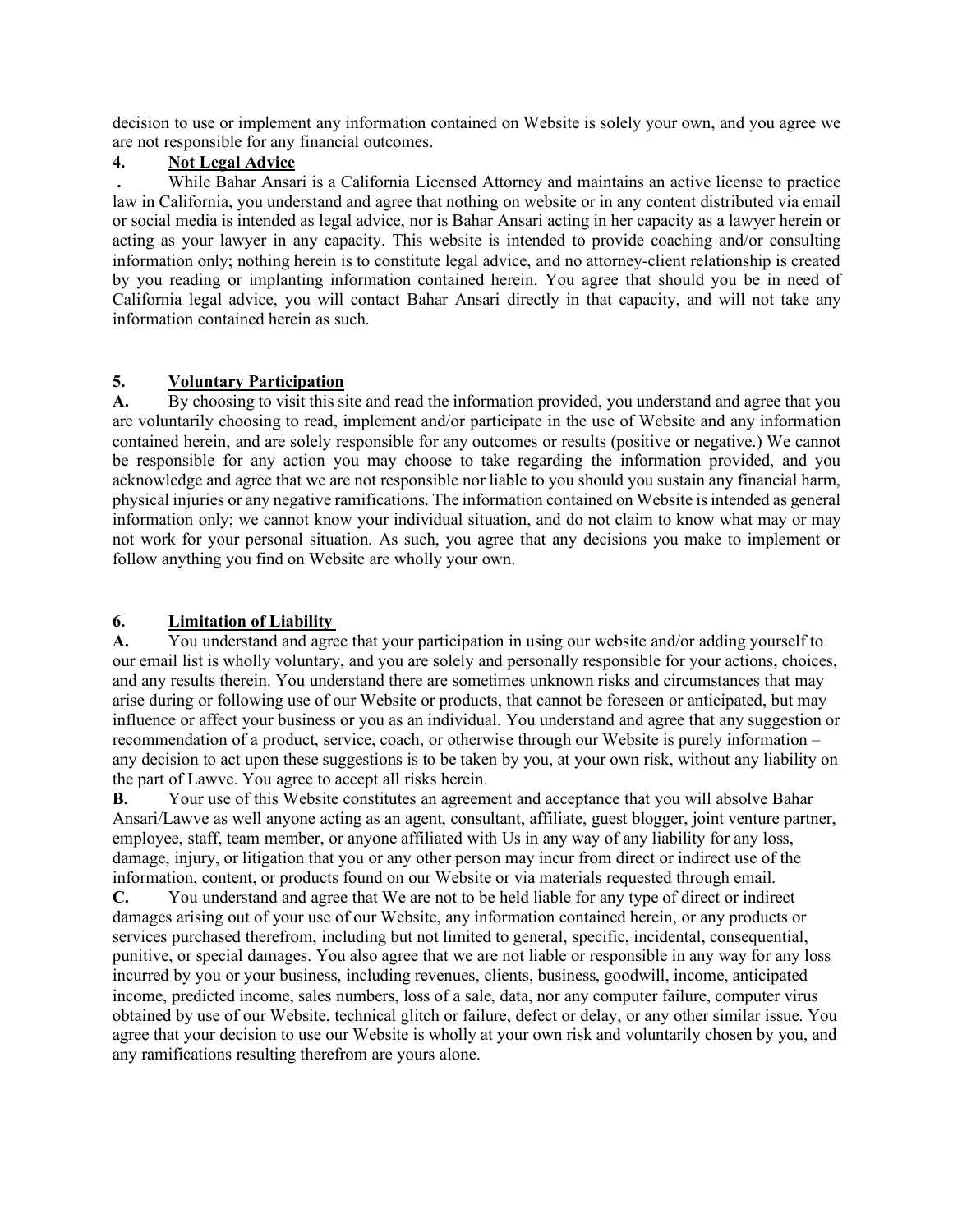decision to use or implement any information contained on Website is solely your own, and you agree we are not responsible for any financial outcomes.

**4. Not Legal Advice**

**.** While Bahar Ansari is a California Licensed Attorney and maintains an active license to practice law in California, you understand and agree that nothing on website or in any content distributed via email or social media is intended as legal advice, nor is Bahar Ansari acting in her capacity as a lawyer herein or acting as your lawyer in any capacity. This website is intended to provide coaching and/or consulting information only; nothing herein is to constitute legal advice, and no attorney-client relationship is created by you reading or implanting information contained herein. You agree that should you be in need of California legal advice, you will contact Bahar Ansari directly in that capacity, and will not take any information contained herein as such.

**5. Voluntary Participation**

**A.** By choosing to visit this site and read the information provided, you understand and agree that you are voluntarily choosing to read, implement and/or participate in the use of Website and any information contained herein, and are solely responsible for any outcomes or results (positive or negative.) We cannot be responsible for any action you may choose to take regarding the information provided, and you acknowledge and agree that we are not responsible nor liable to you should you sustain any financial harm, physical injuries or any negative ramifications. The information contained on Website is intended as general information only; we cannot know your individual situation, and do not claim to know what may or may not work for your personal situation. As such, you agree that any decisions you make to implement or follow anything you find on Website are wholly your own.

**6. Limitation of Liability**

**A.** You understand and agree that your participation in using our website and/or adding yourself to our email list is wholly voluntary, and you are solely and personally responsible for your actions, choices, and any results therein. You understand there are sometimes unknown risks and circumstances that may arise during or following use of our Website or products, that cannot be foreseen or anticipated, but may influence or affect your business or you as an individual. You understand and agree that any suggestion or recommendation of a product, service, coach, or otherwise through our Website is purely information – any decision to act upon these suggestions is to be taken by you, at your own risk, without any liability on the part of Lawve. You agree to accept all risks herein.

**B.** Your use of this Website constitutes an agreement and acceptance that you will absolve Bahar Ansari/Lawve as well anyone acting as an agent, consultant, affiliate, guest blogger, joint venture partner, employee, staff, team member, or anyone affiliated with Us in any way of any liability for any loss, damage, injury, or litigation that you or any other person may incur from direct or indirect use of the information, content, or products found on our Website or via materials requested through email.

**C.** You understand and agree that We are not to be held liable for any type of direct or indirect damages arising out of your use of our Website, any information contained herein, or any products or services purchased therefrom, including but not limited to general, specific, incidental, consequential, punitive, or special damages. You also agree that we are not liable or responsible in any way for any loss incurred by you or your business, including revenues, clients, business, goodwill, income, anticipated income, predicted income, sales numbers, loss of a sale, data, nor any computer failure, computer virus obtained by use of our Website, technical glitch or failure, defect or delay, or any other similar issue. You agree that your decision to use our Website is wholly at your own risk and voluntarily chosen by you, and any ramifications resulting therefrom are yours alone.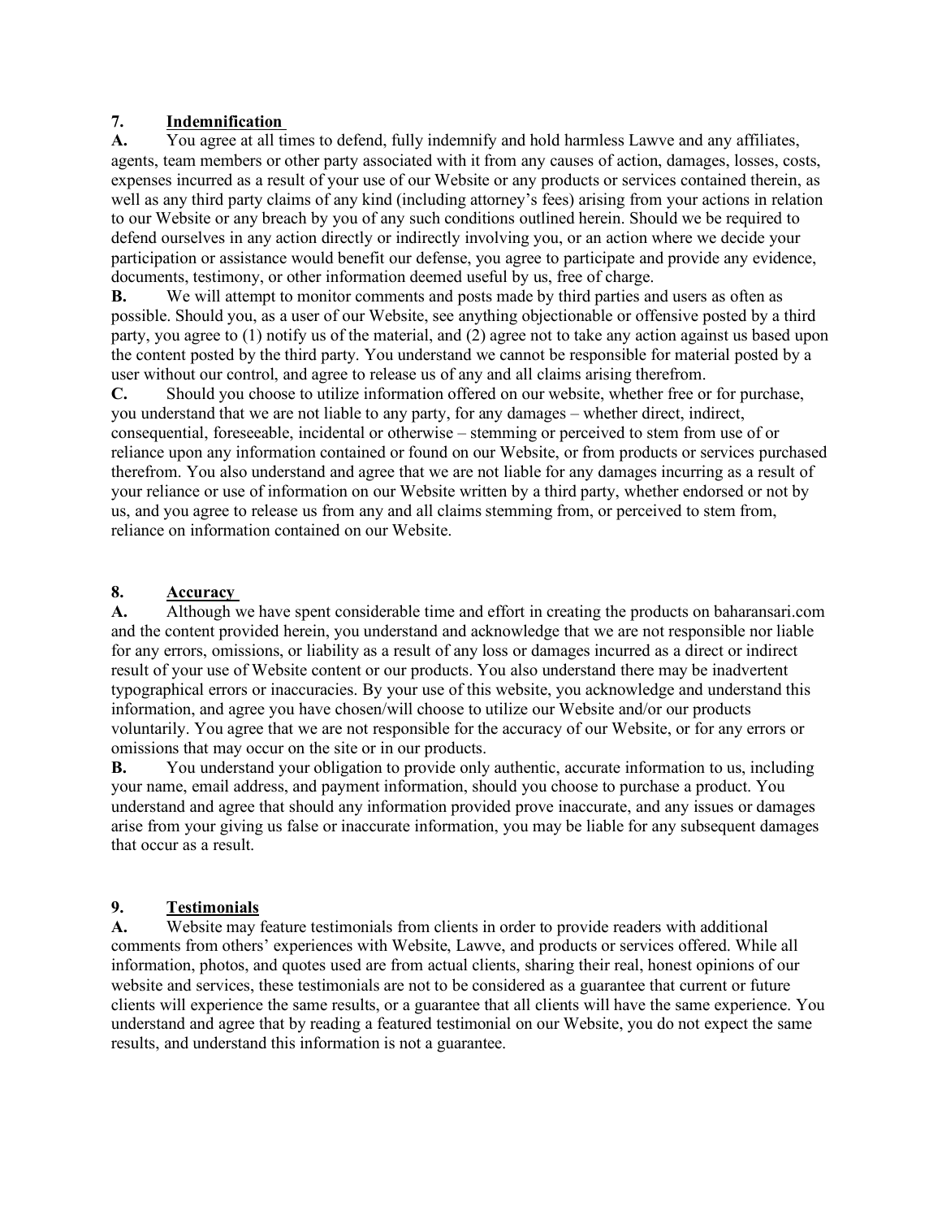## 7. Indemnification

**A.** You agree at all times to defend, fully indemnify and hold harmless Lawve and any affiliates, agents, team members or other party associated with it from any causes of action, damages, losses, costs, expenses incurred as a result of your use of our Website or any products or services contained therein, as well as any third party claims of any kind (including attorney's fees) arising from your actions in relation to our Website or any breach by you of any such conditions outlined herein. Should we be required to defend ourselves in any action directly or indirectly involving you, or an action where we decide your participation or assistance would benefit our defense, you agree to participate and provide any evidence, documents, testimony, or other information deemed useful by us, free of charge.

**B.** We will attempt to monitor comments and posts made by third parties and users as often as possible. Should you, as a user of our Website, see anything objectionable or offensive posted by a third party, you agree to (1) notify us of the material, and (2) agree not to take any action against us based upon the content posted by the third party. You understand we cannot be responsible for material posted by a user without our control, and agree to release us of any and all claims arising therefrom.

**C.** Should you choose to utilize information offered on our website, whether free or for purchase, you understand that we are not liable to any party, for any damages – whether direct, indirect, consequential, foreseeable, incidental or otherwise – stemming or perceived to stem from use of or reliance upon any information contained or found on our Website, or from products or services purchased therefrom. You also understand and agree that we are not liable for any damages incurring as a result of your reliance or use of information on our Website written by a third party, whether endorsed or not by us, and you agree to release us from any and all claims stemming from, or perceived to stem from, reliance on information contained on our Website.

## 8. Accuracy

**A.** Although we have spent considerable time and effort in creating the products on baharansari.com and the content provided herein, you understand and acknowledge that we are not responsible nor liable for any errors, omissions, or liability as a result of any loss or damages incurred as a direct or indirect result of your use of Website content or our products. You also understand there may be inadvertent typographical errors or inaccuracies. By your use of this website, you acknowledge and understand this information, and agree you have chosen/will choose to utilize our Website and/or our products voluntarily. You agree that we are not responsible for the accuracy of our Website, or for any errors or omissions that may occur on the site or in our products.

**B.** You understand your obligation to provide only authentic, accurate information to us, including your name, email address, and payment information, should you choose to purchase a product. You understand and agree that should any information provided prove inaccurate, and any issues or damages arise from your giving us false or inaccurate information, you may be liable for any subsequent damages that occur as a result.

## 9. Testimonials

**A.** Website may feature testimonials from clients in order to provide readers with additional comments from others' experiences with Website, Lawve, and products or services offered. While all information, photos, and quotes used are from actual clients, sharing their real, honest opinions of our website and services, these testimonials are not to be considered as a guarantee that current or future clients will experience the same results, or a guarantee that all clients will have the same experience. You understand and agree that by reading a featured testimonial on our Website, you do not expect the same results, and understand this information is not a guarantee.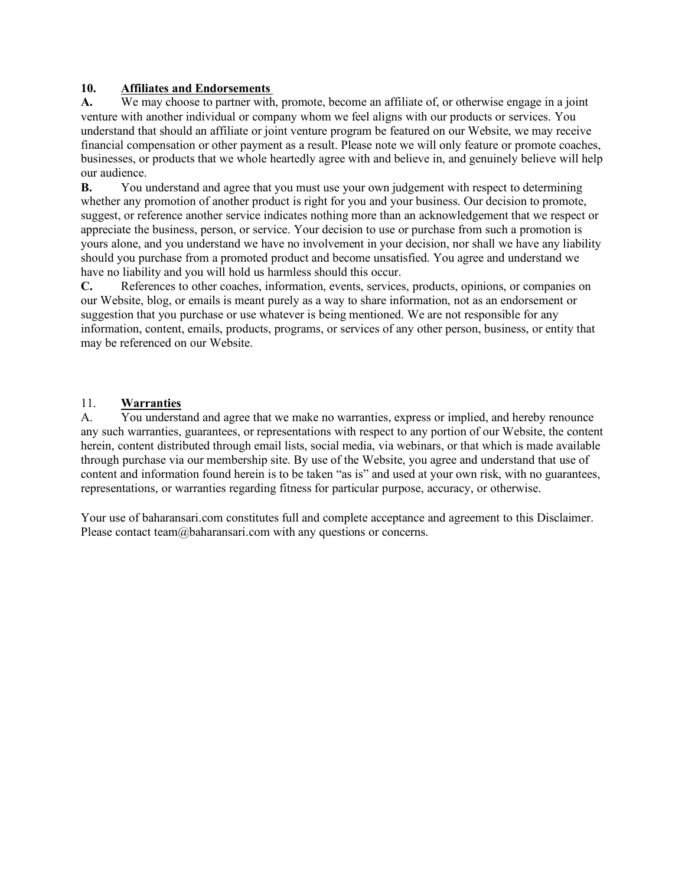## 10. <u>Affiliates and Endorsements</u>

**A.** We may choose to partner with, promote, become an affiliate of, or otherwise engage in a joint venture with another individual or company whom we feel aligns with our products or services. You understand that should an affiliate or joint venture program be featured on our Website, we may receive financial compensation or other payment as a result. Please note we will only feature or promote coaches, businesses, or products that we whole heartedly agree with and believe in, and genuinely believe will help our audience.

**B.** You understand and agree that you must use your own judgement with respect to determining whether any promotion of another product is right for you and your business. Our decision to promote, suggest, or reference another service indicates nothing more than an acknowledgement that we respect or appreciate the business, person, or service. Your decision to use or purchase from such a promotion is yours alone, and you understand we have no involvement in your decision, nor shall we have any liability should you purchase from a promoted product and become unsatisfied. You agree and understand we have no liability and you will hold us harmless should this occur.

**C.** References to other coaches, information, events, services, products, opinions, or companies on our Website, blog, or emails is meant purely as a way to share information, not as an endorsement or suggestion that you purchase or use whatever is being mentioned. We are not responsible for any information, content, emails, products, programs, or services of any other person, business, or entity that may be referenced on our Website.

## 11. <u>Warranties</u>

A. You understand and agree that we make no warranties, express or implied, and hereby renounce any such warranties, guarantees, or representations with respect to any portion of our Website, the content herein, content distributed through email lists, social media, via webinars, or that which is made available through purchase via our membership site. By use of the Website, you agree and understand that use of content and information found herein is to be taken "as is" and used at your own risk, with no guarantees, representations, or warranties regarding fitness for particular purpose, accuracy, or otherwise.

Your use of baharansari.com constitutes full and complete acceptance and agreement to this Disclaimer. Please contact team@baharansari.com with any questions or concerns.